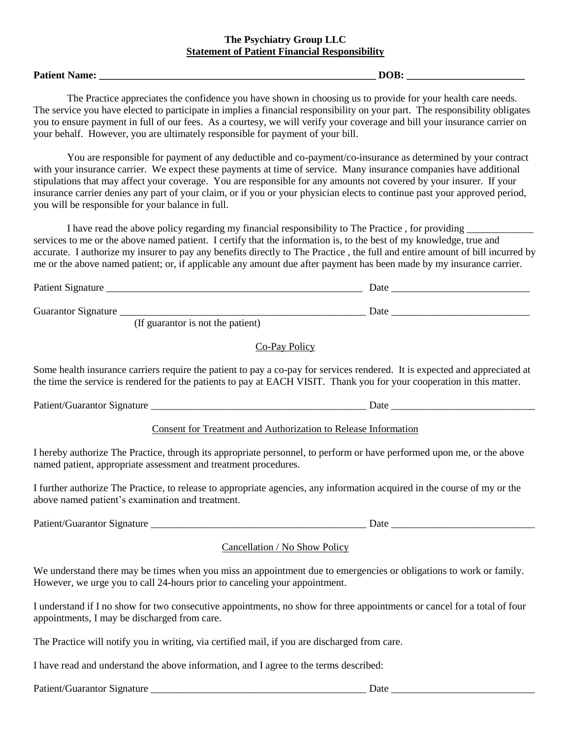**The Psychiatry Group LLC**
**<u>Statement of Patient Financial Responsibility</u>**

**Patient Name: _______________________________________________________ DOB: _______________________**

The Practice appreciates the confidence you have shown in choosing us to provide for your health care needs. The service you have elected to participate in implies a financial responsibility on your part. The responsibility obligates you to ensure payment in full of our fees. As a courtesy, we will verify your coverage and bill your insurance carrier on your behalf. However, you are ultimately responsible for payment of your bill.

You are responsible for payment of any deductible and co-payment/co-insurance as determined by your contract with your insurance carrier. We expect these payments at time of service. Many insurance companies have additional stipulations that may affect your coverage. You are responsible for any amounts not covered by your insurer. If your insurance carrier denies any part of your claim, or if you or your physician elects to continue past your approved period, you will be responsible for your balance in full.

I have read the above policy regarding my financial responsibility to The Practice , for providing _____________ services to me or the above named patient. I certify that the information is, to the best of my knowledge, true and accurate. I authorize my insurer to pay any benefits directly to The Practice , the full and entire amount of bill incurred by me or the above named patient; or, if applicable any amount due after payment has been made by my insurance carrier.

Patient Signature ____________________________________________________ Date ___________________________

Guarantor Signature _________________________________________________ Date ___________________________
(If guarantor is not the patient)

<u>Co-Pay Policy</u>

Some health insurance carriers require the patient to pay a co-pay for services rendered. It is expected and appreciated at the time the service is rendered for the patients to pay at EACH VISIT. Thank you for your cooperation in this matter.

Patient/Guarantor Signature ____________________________________________ Date ____________________________

<u>Consent for Treatment and Authorization to Release Information</u>

I hereby authorize The Practice, through its appropriate personnel, to perform or have performed upon me, or the above named patient, appropriate assessment and treatment procedures.

I further authorize The Practice, to release to appropriate agencies, any information acquired in the course of my or the above named patient's examination and treatment.

Patient/Guarantor Signature ____________________________________________ Date ____________________________

<u>Cancellation / No Show Policy</u>

We understand there may be times when you miss an appointment due to emergencies or obligations to work or family. However, we urge you to call 24-hours prior to canceling your appointment.

I understand if I no show for two consecutive appointments, no show for three appointments or cancel for a total of four appointments, I may be discharged from care.

The Practice will notify you in writing, via certified mail, if you are discharged from care.

I have read and understand the above information, and I agree to the terms described:

Patient/Guarantor Signature ____________________________________________ Date ____________________________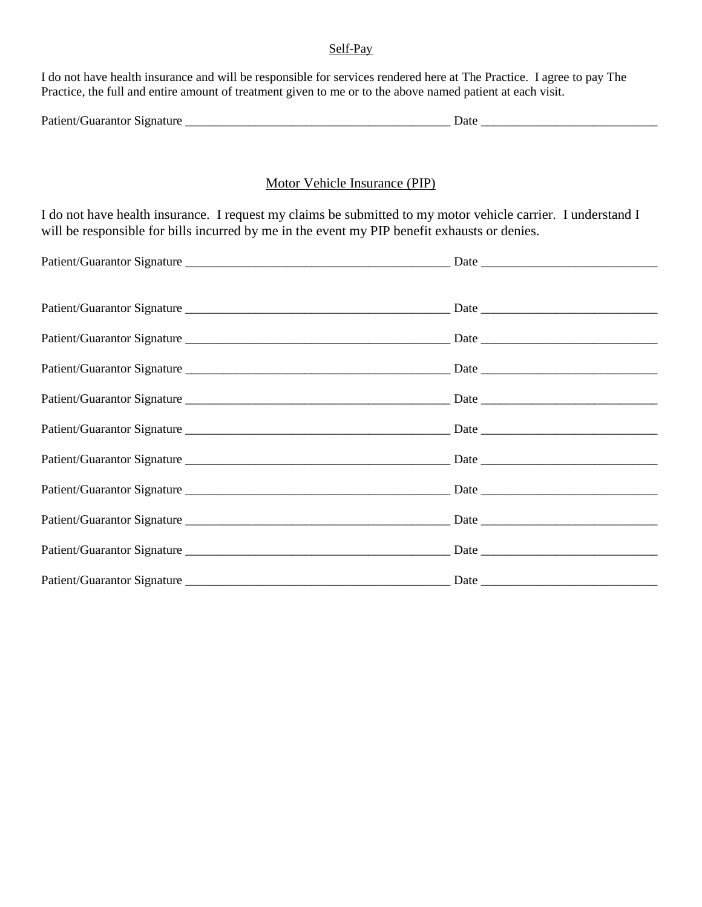## Self-Pay

I do not have health insurance and will be responsible for services rendered here at The Practice. I agree to pay The Practice, the full and entire amount of treatment given to me or to the above named patient at each visit.

Patient/Guarantor Signature ___________________________________________ Date ____________________________

## Motor Vehicle Insurance (PIP)

I do not have health insurance. I request my claims be submitted to my motor vehicle carrier. I understand I will be responsible for bills incurred by me in the event my PIP benefit exhausts or denies.

Patient/Guarantor Signature ___________________________________________ Date ____________________________

Patient/Guarantor Signature ___________________________________________ Date ____________________________

Patient/Guarantor Signature ___________________________________________ Date ____________________________

Patient/Guarantor Signature ___________________________________________ Date ____________________________

Patient/Guarantor Signature ___________________________________________ Date ____________________________

Patient/Guarantor Signature ___________________________________________ Date ____________________________

Patient/Guarantor Signature ___________________________________________ Date ____________________________

Patient/Guarantor Signature ___________________________________________ Date ____________________________

Patient/Guarantor Signature ___________________________________________ Date ____________________________

Patient/Guarantor Signature ___________________________________________ Date ____________________________

Patient/Guarantor Signature ___________________________________________ Date ____________________________